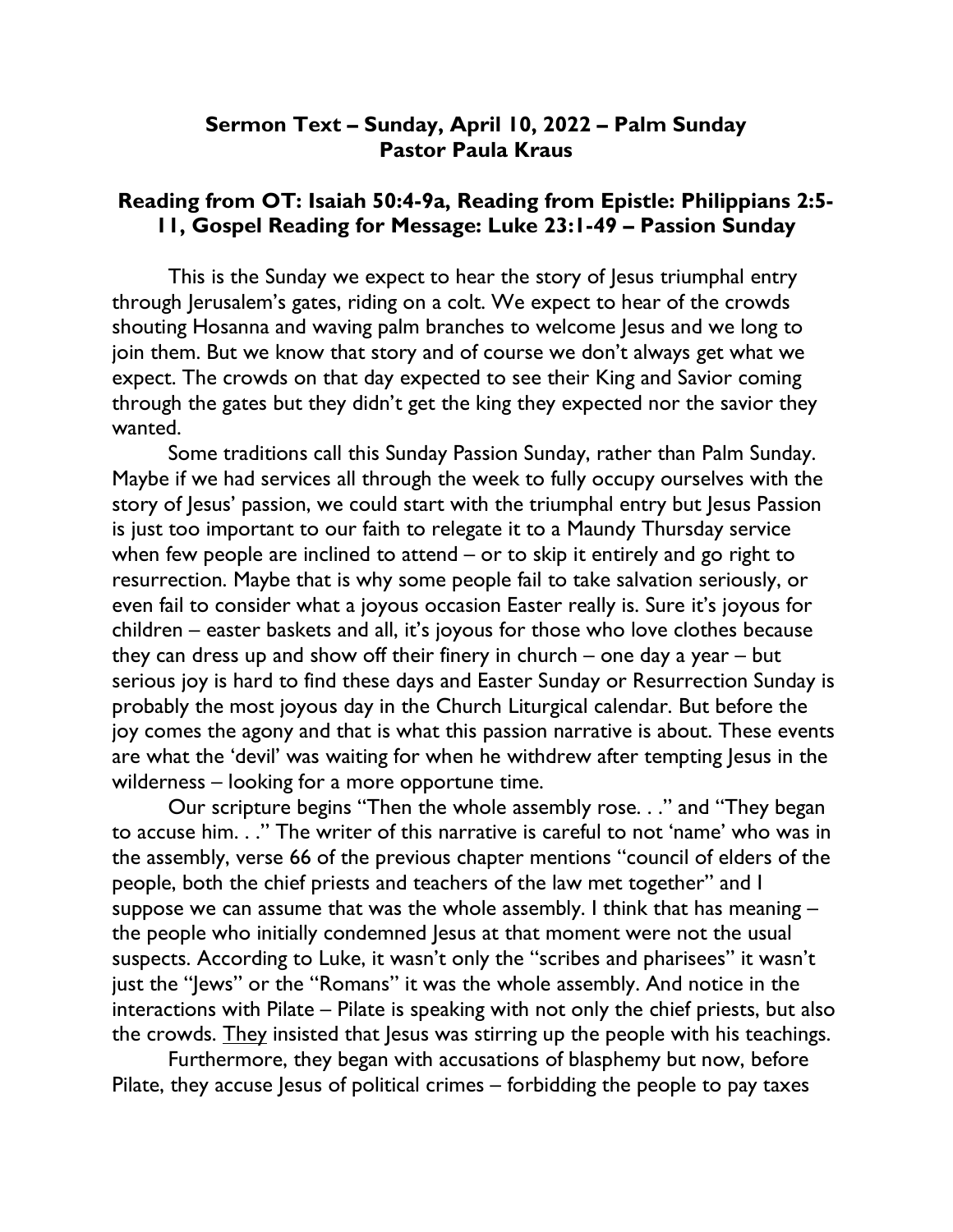**Sermon Text – Sunday, April 10, 2022 – Palm Sunday**
**Pastor Paula Kraus**

**Reading from OT: Isaiah 50:4-9a, Reading from Epistle: Philippians 2:5-11, Gospel Reading for Message: Luke 23:1-49 – Passion Sunday**

This is the Sunday we expect to hear the story of Jesus triumphal entry through Jerusalem's gates, riding on a colt. We expect to hear of the crowds shouting Hosanna and waving palm branches to welcome Jesus and we long to join them. But we know that story and of course we don't always get what we expect. The crowds on that day expected to see their King and Savior coming through the gates but they didn't get the king they expected nor the savior they wanted.

Some traditions call this Sunday Passion Sunday, rather than Palm Sunday. Maybe if we had services all through the week to fully occupy ourselves with the story of Jesus' passion, we could start with the triumphal entry but Jesus Passion is just too important to our faith to relegate it to a Maundy Thursday service when few people are inclined to attend – or to skip it entirely and go right to resurrection. Maybe that is why some people fail to take salvation seriously, or even fail to consider what a joyous occasion Easter really is. Sure it's joyous for children – easter baskets and all, it's joyous for those who love clothes because they can dress up and show off their finery in church – one day a year – but serious joy is hard to find these days and Easter Sunday or Resurrection Sunday is probably the most joyous day in the Church Liturgical calendar. But before the joy comes the agony and that is what this passion narrative is about. These events are what the 'devil' was waiting for when he withdrew after tempting Jesus in the wilderness – looking for a more opportune time.

Our scripture begins "Then the whole assembly rose. . ." and "They began to accuse him. . ." The writer of this narrative is careful to not 'name' who was in the assembly, verse 66 of the previous chapter mentions "council of elders of the people, both the chief priests and teachers of the law met together" and I suppose we can assume that was the whole assembly. I think that has meaning – the people who initially condemned Jesus at that moment were not the usual suspects. According to Luke, it wasn't only the "scribes and pharisees" it wasn't just the "Jews" or the "Romans" it was the whole assembly. And notice in the interactions with Pilate – Pilate is speaking with not only the chief priests, but also the crowds. <u>They</u> insisted that Jesus was stirring up the people with his teachings.

Furthermore, they began with accusations of blasphemy but now, before Pilate, they accuse Jesus of political crimes – forbidding the people to pay taxes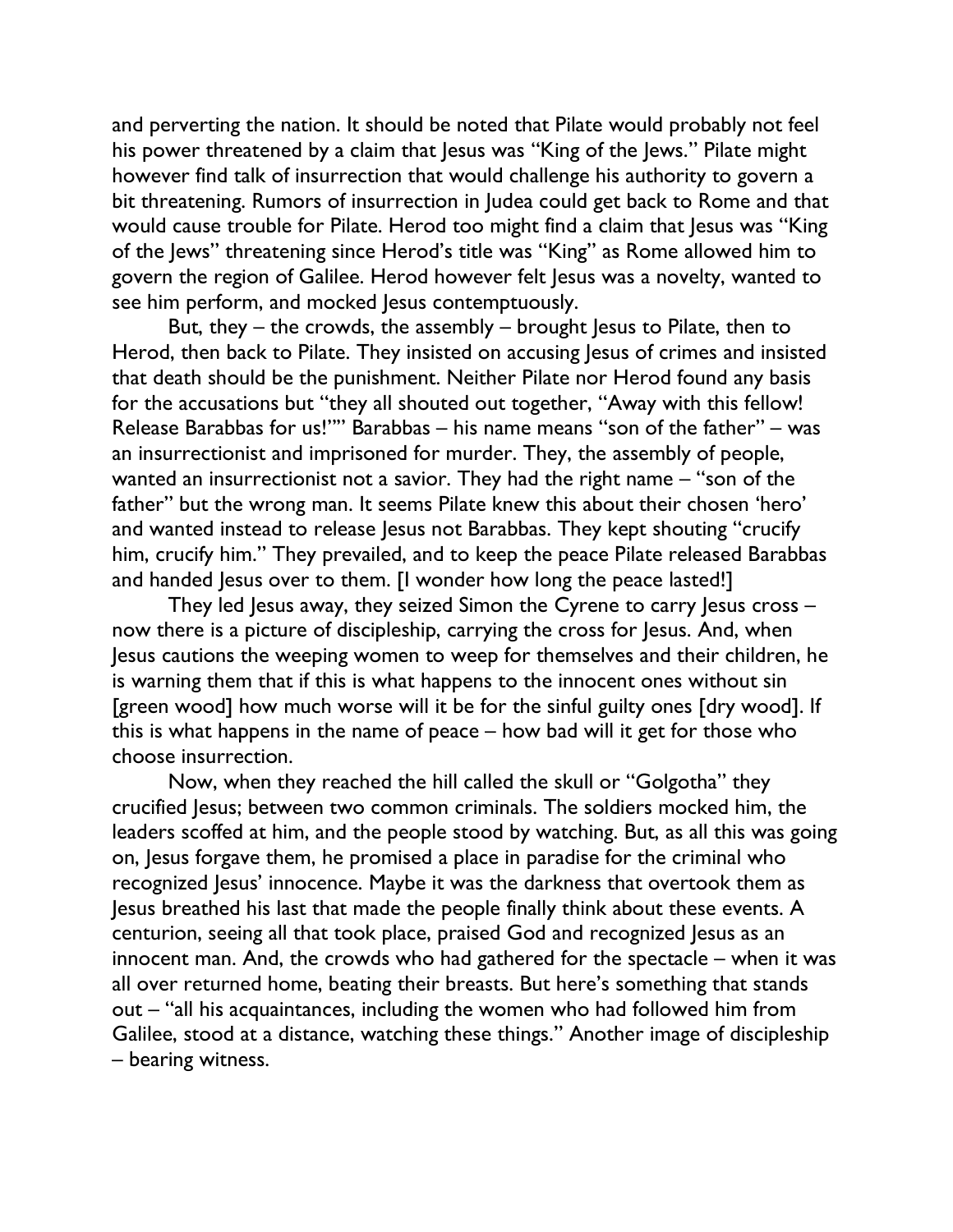and perverting the nation. It should be noted that Pilate would probably not feel his power threatened by a claim that Jesus was "King of the Jews." Pilate might however find talk of insurrection that would challenge his authority to govern a bit threatening. Rumors of insurrection in Judea could get back to Rome and that would cause trouble for Pilate. Herod too might find a claim that Jesus was "King of the Jews" threatening since Herod's title was "King" as Rome allowed him to govern the region of Galilee. Herod however felt Jesus was a novelty, wanted to see him perform, and mocked Jesus contemptuously.

But, they – the crowds, the assembly – brought Jesus to Pilate, then to Herod, then back to Pilate. They insisted on accusing Jesus of crimes and insisted that death should be the punishment. Neither Pilate nor Herod found any basis for the accusations but "they all shouted out together, "Away with this fellow! Release Barabbas for us!"" Barabbas – his name means "son of the father" – was an insurrectionist and imprisoned for murder. They, the assembly of people, wanted an insurrectionist not a savior. They had the right name – "son of the father" but the wrong man. It seems Pilate knew this about their chosen 'hero' and wanted instead to release Jesus not Barabbas. They kept shouting "crucify him, crucify him." They prevailed, and to keep the peace Pilate released Barabbas and handed Jesus over to them. [I wonder how long the peace lasted!]

They led Jesus away, they seized Simon the Cyrene to carry Jesus cross – now there is a picture of discipleship, carrying the cross for Jesus. And, when Jesus cautions the weeping women to weep for themselves and their children, he is warning them that if this is what happens to the innocent ones without sin [green wood] how much worse will it be for the sinful guilty ones [dry wood]. If this is what happens in the name of peace – how bad will it get for those who choose insurrection.

Now, when they reached the hill called the skull or "Golgotha" they crucified Jesus; between two common criminals. The soldiers mocked him, the leaders scoffed at him, and the people stood by watching. But, as all this was going on, Jesus forgave them, he promised a place in paradise for the criminal who recognized Jesus' innocence. Maybe it was the darkness that overtook them as Jesus breathed his last that made the people finally think about these events. A centurion, seeing all that took place, praised God and recognized Jesus as an innocent man. And, the crowds who had gathered for the spectacle – when it was all over returned home, beating their breasts. But here's something that stands out – "all his acquaintances, including the women who had followed him from Galilee, stood at a distance, watching these things." Another image of discipleship – bearing witness.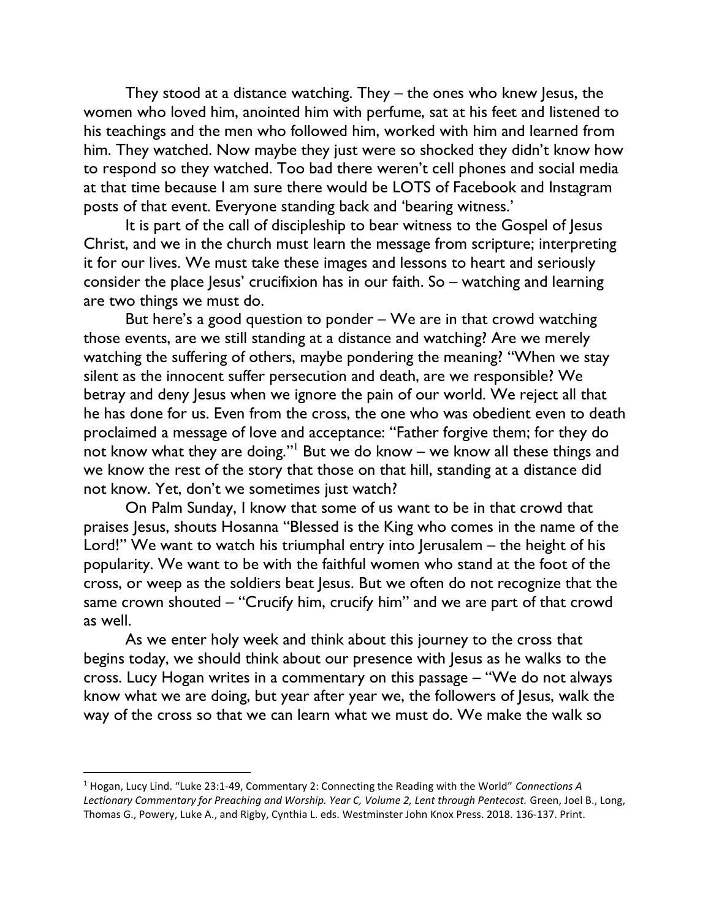They stood at a distance watching. They – the ones who knew Jesus, the women who loved him, anointed him with perfume, sat at his feet and listened to his teachings and the men who followed him, worked with him and learned from him. They watched. Now maybe they just were so shocked they didn't know how to respond so they watched. Too bad there weren't cell phones and social media at that time because I am sure there would be LOTS of Facebook and Instagram posts of that event. Everyone standing back and 'bearing witness.'

It is part of the call of discipleship to bear witness to the Gospel of Jesus Christ, and we in the church must learn the message from scripture; interpreting it for our lives. We must take these images and lessons to heart and seriously consider the place Jesus' crucifixion has in our faith. So – watching and learning are two things we must do.

But here's a good question to ponder – We are in that crowd watching those events, are we still standing at a distance and watching? Are we merely watching the suffering of others, maybe pondering the meaning? "When we stay silent as the innocent suffer persecution and death, are we responsible? We betray and deny Jesus when we ignore the pain of our world. We reject all that he has done for us. Even from the cross, the one who was obedient even to death proclaimed a message of love and acceptance: "Father forgive them; for they do not know what they are doing."[1] But we do know – we know all these things and we know the rest of the story that those on that hill, standing at a distance did not know. Yet, don't we sometimes just watch?

On Palm Sunday, I know that some of us want to be in that crowd that praises Jesus, shouts Hosanna "Blessed is the King who comes in the name of the Lord!" We want to watch his triumphal entry into Jerusalem – the height of his popularity. We want to be with the faithful women who stand at the foot of the cross, or weep as the soldiers beat Jesus. But we often do not recognize that the same crown shouted – "Crucify him, crucify him" and we are part of that crowd as well.

As we enter holy week and think about this journey to the cross that begins today, we should think about our presence with Jesus as he walks to the cross. Lucy Hogan writes in a commentary on this passage – "We do not always know what we are doing, but year after year we, the followers of Jesus, walk the way of the cross so that we can learn what we must do. We make the walk so

---

[1] Hogan, Lucy Lind. "Luke 23:1-49, Commentary 2: Connecting the Reading with the World" *Connections A Lectionary Commentary for Preaching and Worship. Year C, Volume 2, Lent through Pentecost.* Green, Joel B., Long, Thomas G., Powery, Luke A., and Rigby, Cynthia L. eds. Westminster John Knox Press. 2018. 136-137. Print.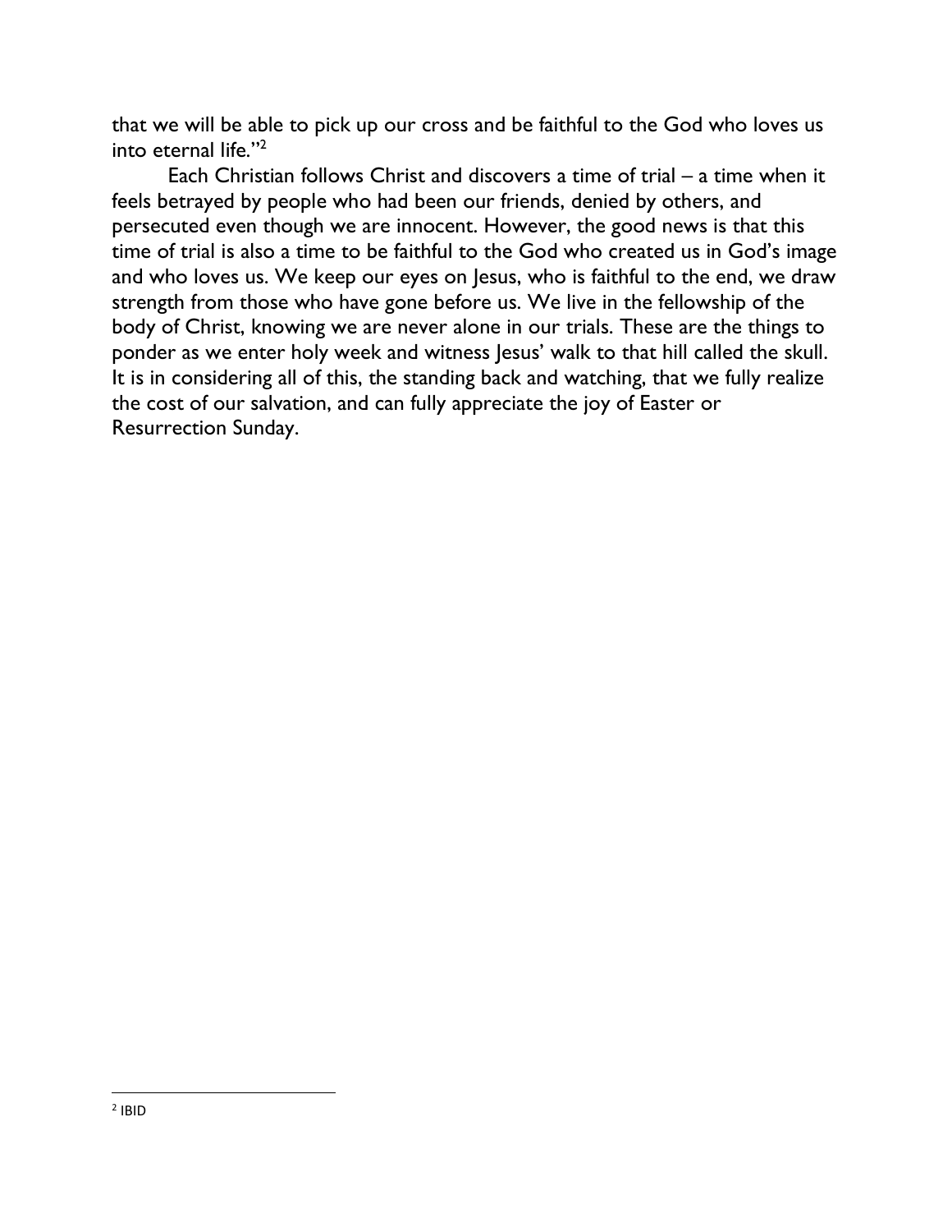that we will be able to pick up our cross and be faithful to the God who loves us into eternal life."[2]

Each Christian follows Christ and discovers a time of trial – a time when it feels betrayed by people who had been our friends, denied by others, and persecuted even though we are innocent. However, the good news is that this time of trial is also a time to be faithful to the God who created us in God's image and who loves us. We keep our eyes on Jesus, who is faithful to the end, we draw strength from those who have gone before us. We live in the fellowship of the body of Christ, knowing we are never alone in our trials. These are the things to ponder as we enter holy week and witness Jesus' walk to that hill called the skull. It is in considering all of this, the standing back and watching, that we fully realize the cost of our salvation, and can fully appreciate the joy of Easter or Resurrection Sunday.

---

[2] IBID